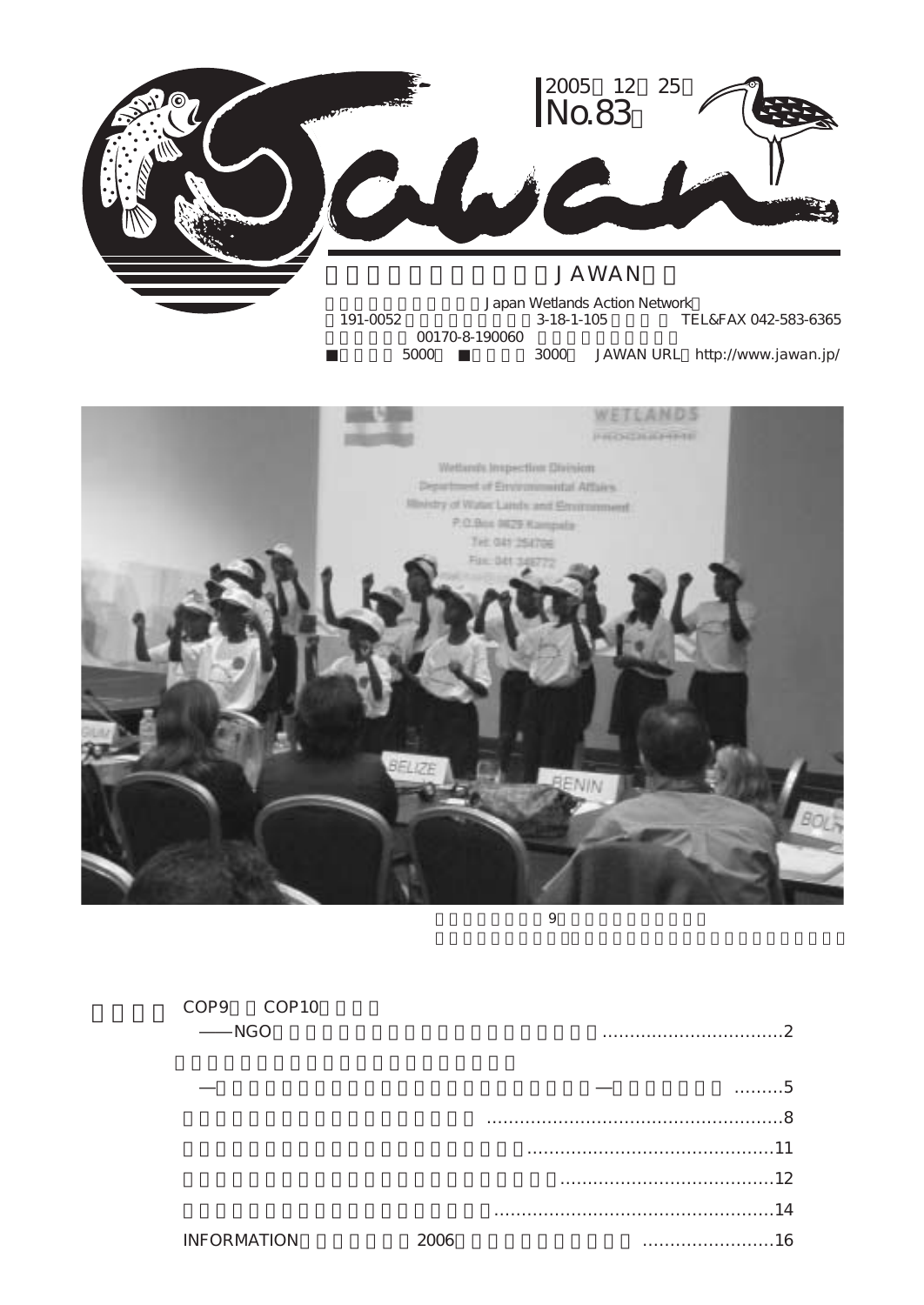2005 12 25
No.83

JAWAN

Japan Wetlands Action Network
191-0052 3-18-1-105 TEL&FAX 042-583-6365
00170-8-190060
■ 5000 ■ 3000 JAWAN URL http://www.jawan.jp/

9

COP9 COP10
——NGO .................................2

— — .........5

......................................................8

.............................................11

.......................................12

...................................................14

INFORMATION 2006 ........................16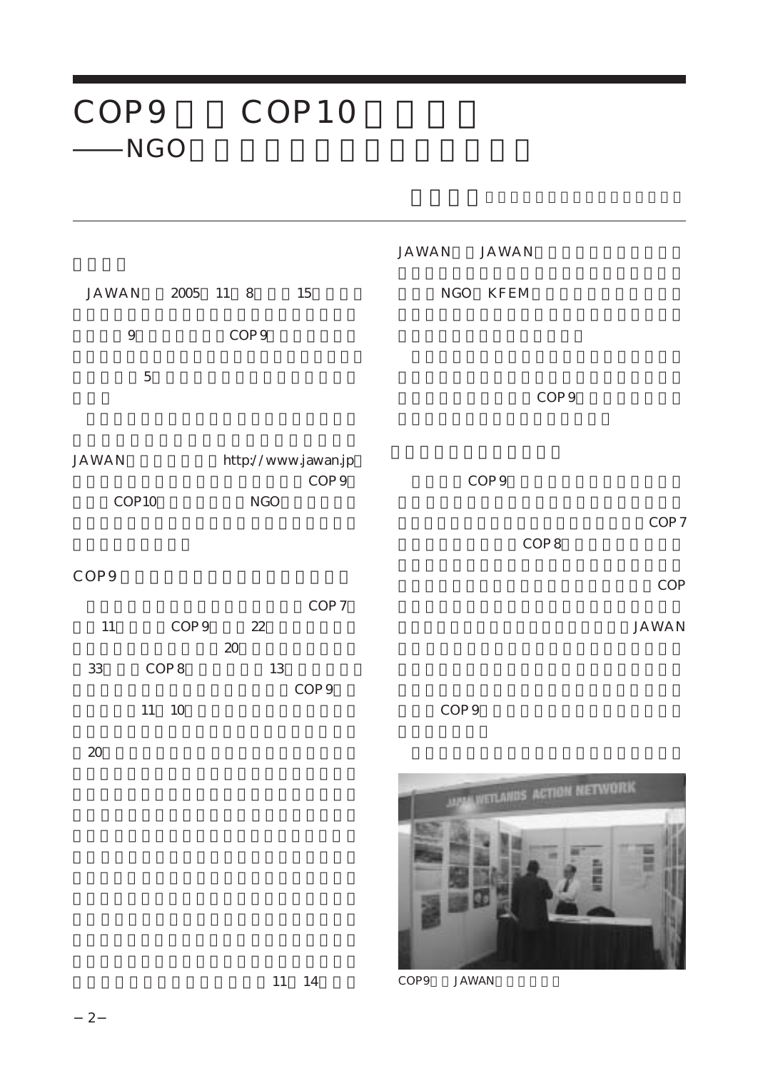# COP9 COP10

## ——NGO

JAWAN 2005 11 8 15

9 COP9

5

JAWAN http://www.jawan.jp COP9

COP10 NGO

### COP9

COP7

11 COP9 22

20

33 COP8 13

COP9

11 10

20

11 14

JAWAN JAWAN

NGO KFEM

COP9

COP9

COP7

COP8

COP

JAWAN

COP9

COP9 JAWAN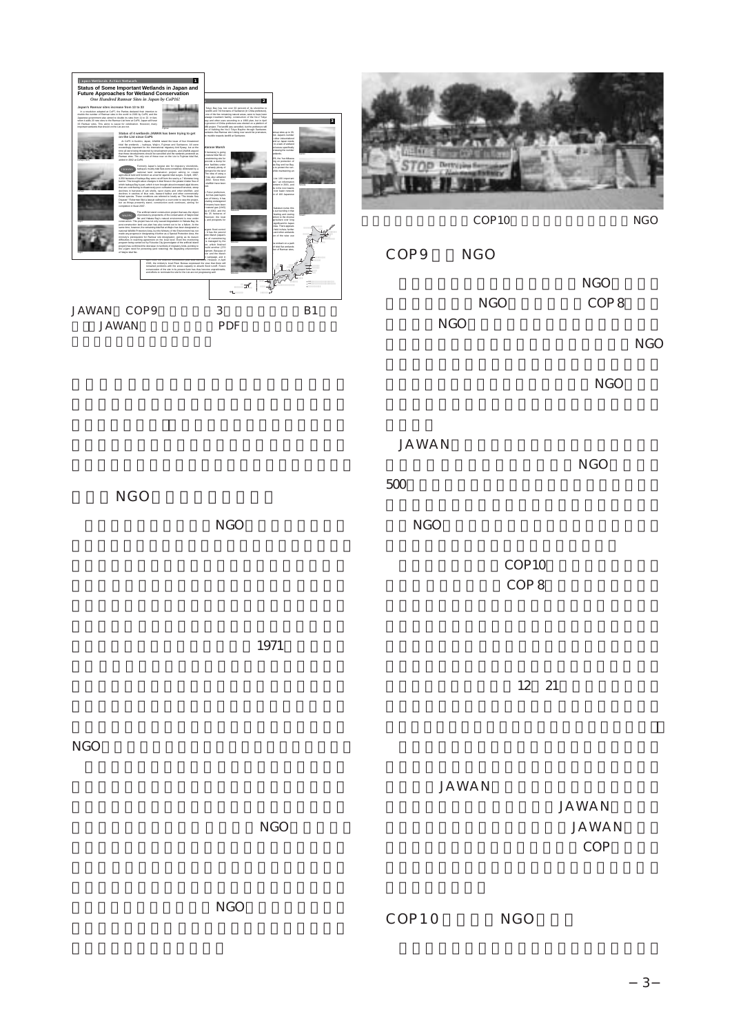JAWAN　COP9　3　B1
JAWAN　PDF

## NGO

NGO

1971

NGO

NGO

NGO

COP10　NGO

## COP9　NGO

NGO
NGO　COP 8
NGO
NGO

NGO

JAWAN
NGO
500

NGO

COP10
COP 8

12　21

JAWAN
JAWAN
JAWAN
COP

## COP10　NGO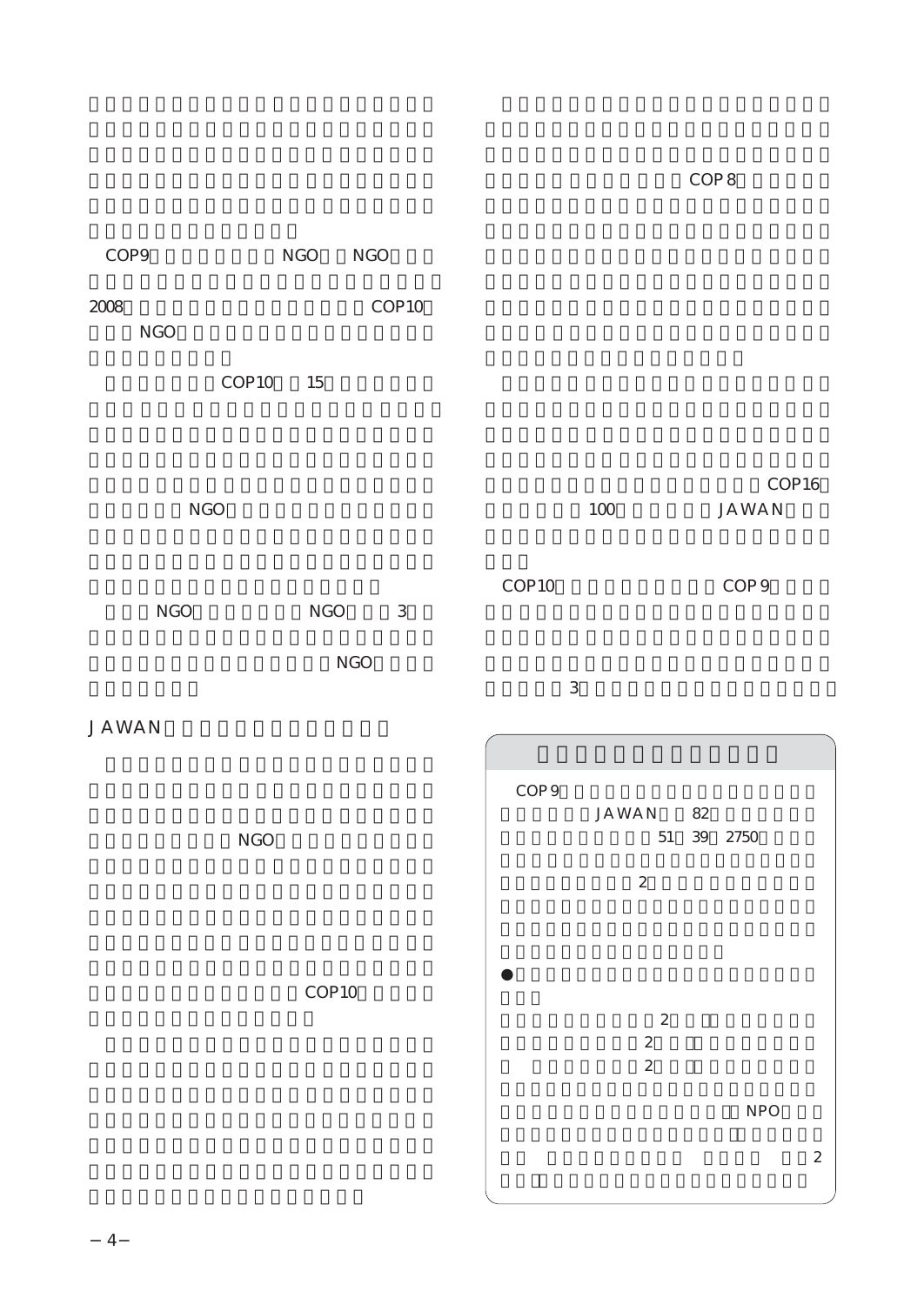COP9 NGO NGO

2008 COP10
NGO

COP10 15

NGO

NGO NGO 3

NGO

JAWAN

NGO

COP10

COP8

COP16
100 JAWAN

COP10 COP9

3

COP9
JAWAN 82
51 39 2750

2

●

2
2
2

NPO

2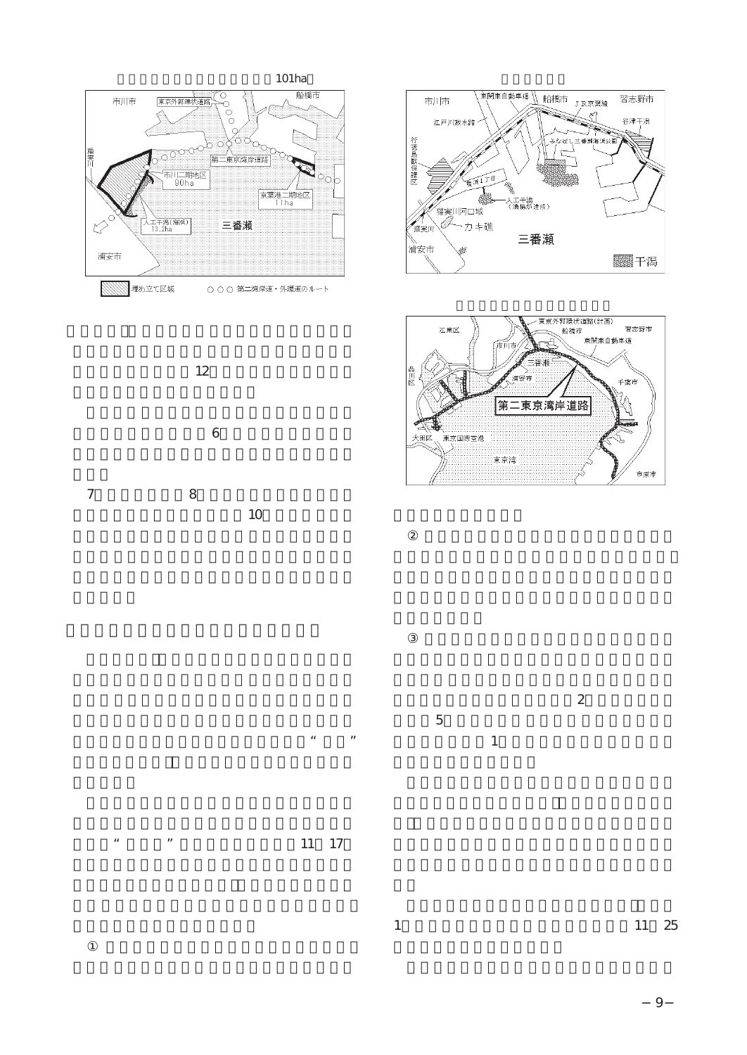101ha

市川市　東京外郭環状道路　船橋市

猫実川

第二東京湾岸道路

市川二期地区 90ha

京葉港二期地区 11ha

人工干潟（浦浜） 13.2ha

三番瀬

浦安市

埋め立て区域　○○○ 第二湾岸道・外環道のルート

市川市　東関東自動車道　船橋市　習志野市

JR京葉線

江戸川放水路

谷津干潟

ふなばし三番瀬海浜公園

行徳野鳥観察舎保護区

塩浜1丁目

人工干潟（漁協が造成）

猫実川河口域

カキ礁

猫実川

浦安市

三番瀬

干潟

東京外郭環状道路(計画)

江東区　船橋市　習志野市

市川市　東関東自動車道

三番瀬

品川区　浦安市　千葉市

第二東京湾岸道路

大田区　東京国際空港

東京湾

市原市

12

6

7　8

10

“　”

“　”　11　17

①

②

③

2

5

1

1　11　25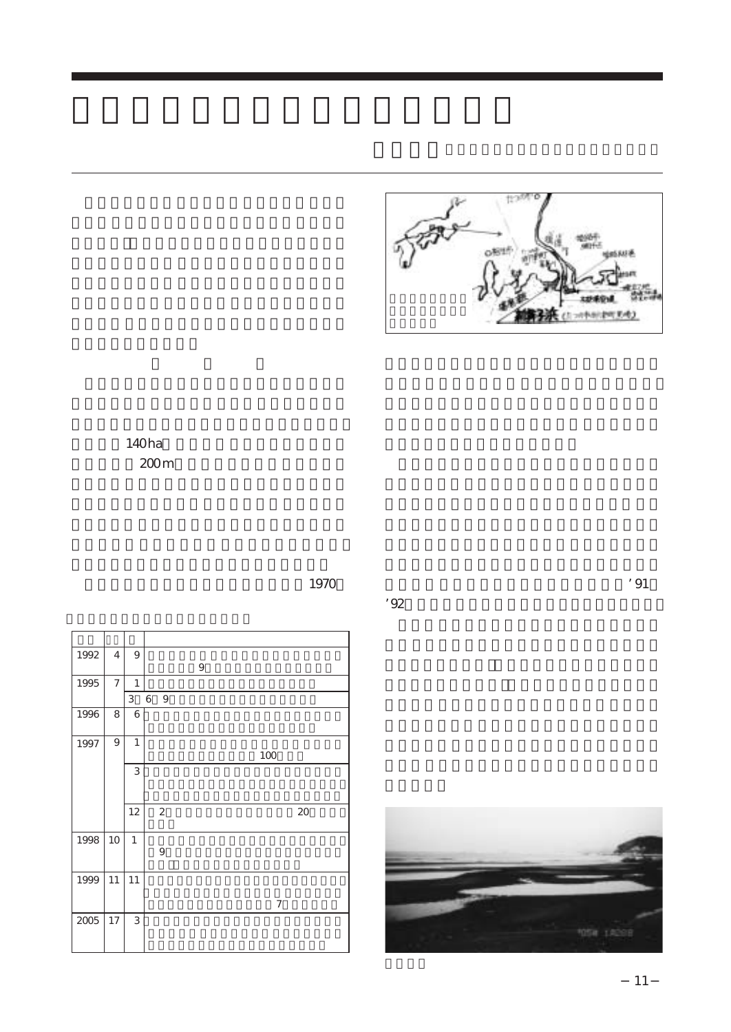140ha

200m

1970

’91

’92

| | | | |
|---|---|---|---|
| 1992 | 4 | 9 | 9 |
| 1995 | 7 | 1 | |
| | | 3 | 6　9 |
| 1996 | 8 | 6 | |
| 1997 | 9 | 1 | 100 |
| | | 3 | |
| | | 12 | 2　20 |
| 1998 | 10 | 1 | 9 |
| 1999 | 11 | 11 | 7 |
| 2005 | 17 | 3 | |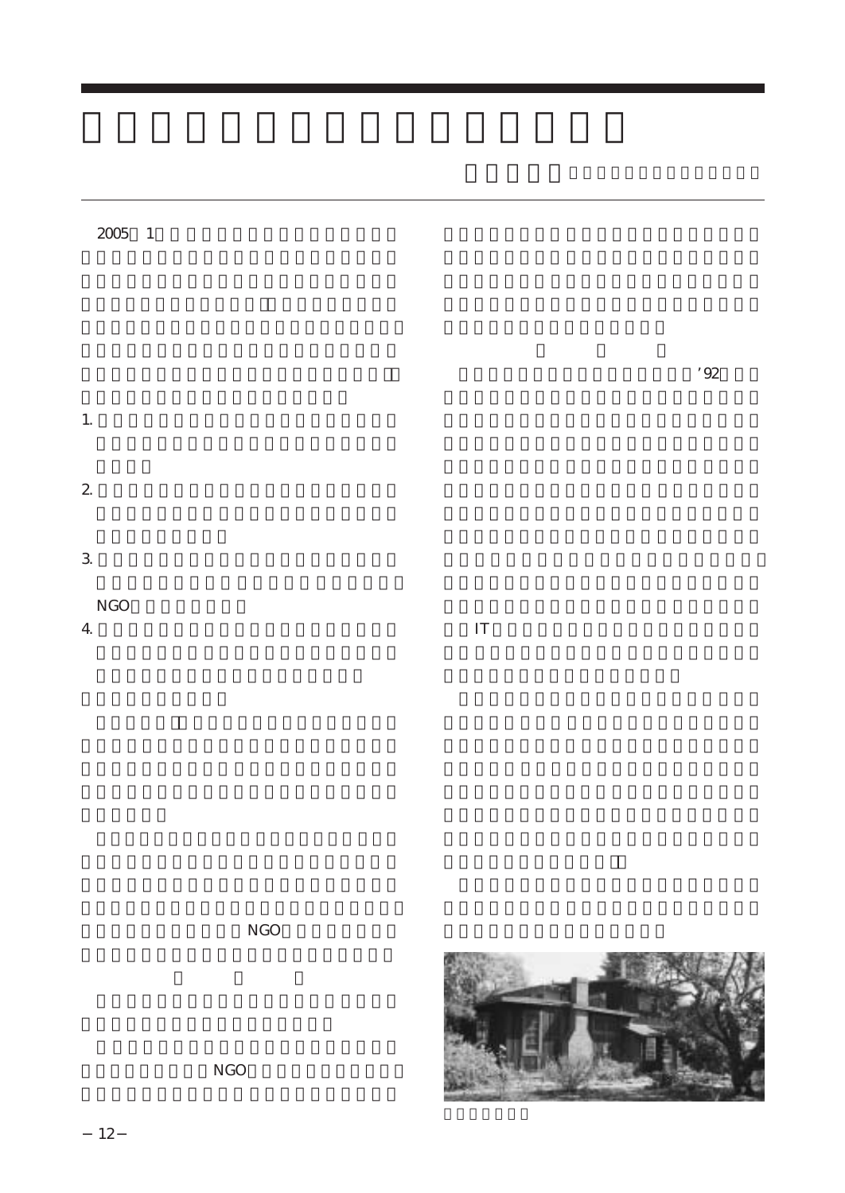2005 1

1.

2.

3.

NGO

4.

NGO

NGO

'92

IT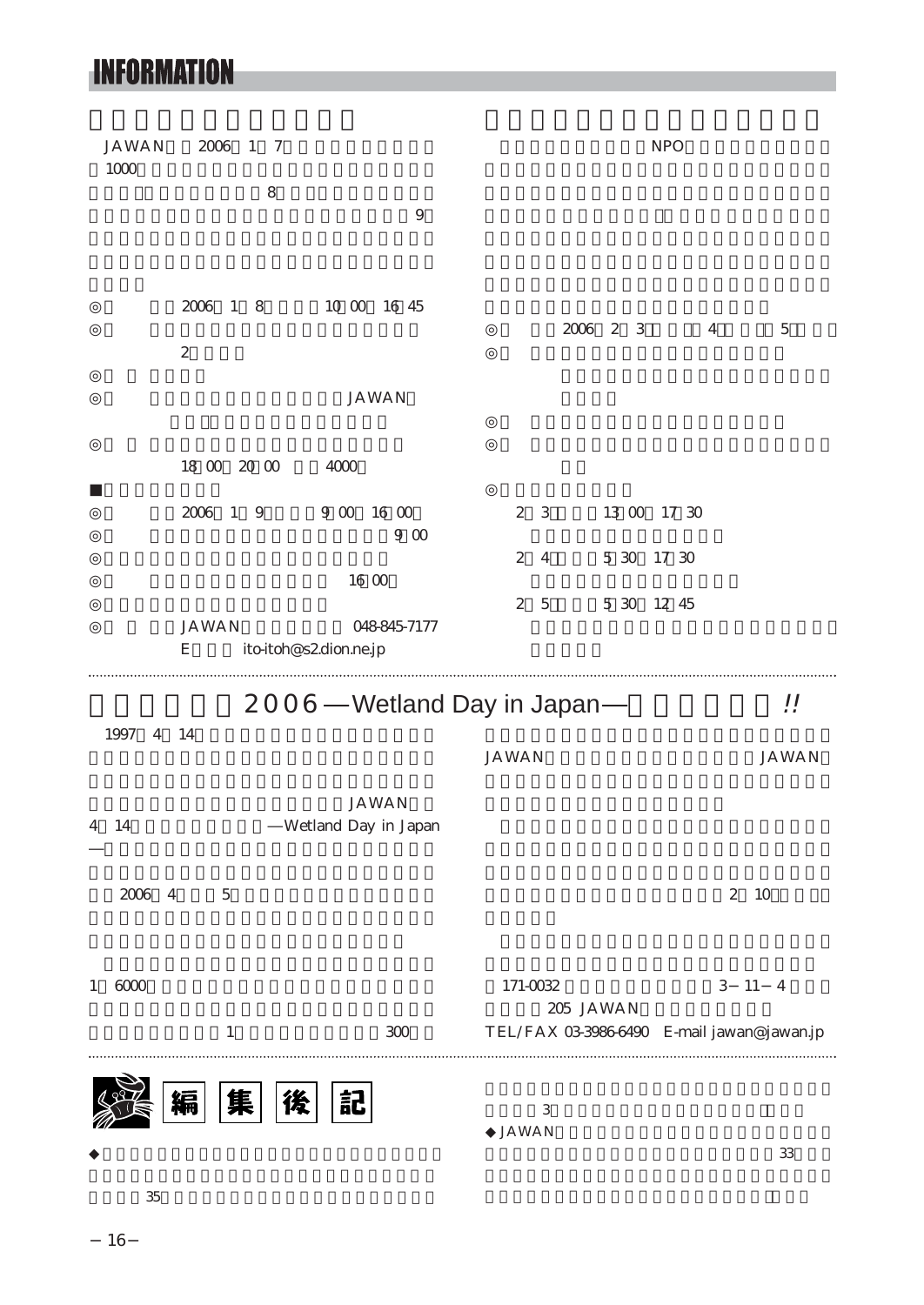# INFORMATION

JAWAN　2006　1　7

1000

8

9

◎　2006　1　8　10 00　16 45

◎

2

◎

◎　JAWAN

◎

18 00　20 00　4000

■

◎　2006　1　9　9 00　16 00

◎　9 00

◎

◎　16 00

◎

◎　JAWAN　048-845-7177

E　ito-itoh@s2.dion.ne.jp

NPO

◎　2006　2　3　4　5

◎

◎

◎

◎

2　3　13 00　17 30

2　4　5 30　17 30

2　5　5 30　12 45

## 2006 — Wetland Day in Japan — !!

1997　4　14

JAWAN

4　14　— Wetland Day in Japan

—

2006　4　5

1　6000

1　300

JAWAN　JAWAN

2　10

171-0032　3－11－4

205　JAWAN

TEL/FAX 03-3986-6490　E-mail jawan@jawan.jp

## 編集後記

◆

35

3

◆JAWAN

33